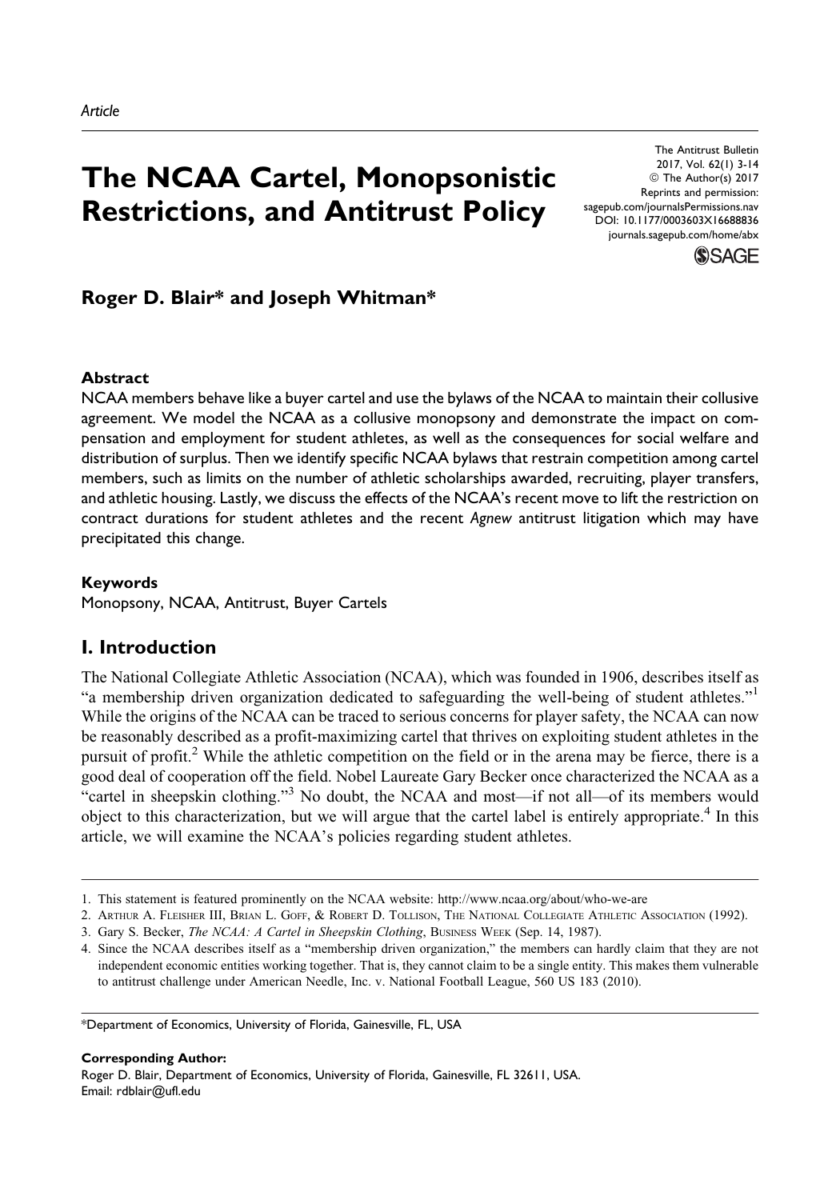*Article*

# The NCAA Cartel, Monopsonistic Restrictions, and Antitrust Policy

The Antitrust Bulletin
2017, Vol. 62(1) 3-14
© The Author(s) 2017
Reprints and permission:
sagepub.com/journalsPermissions.nav
DOI: 10.1177/0003603X16688836
journals.sagepub.com/home/abx

**Roger D. Blair\* and Joseph Whitman\***

### Abstract

NCAA members behave like a buyer cartel and use the bylaws of the NCAA to maintain their collusive agreement. We model the NCAA as a collusive monopsony and demonstrate the impact on compensation and employment for student athletes, as well as the consequences for social welfare and distribution of surplus. Then we identify specific NCAA bylaws that restrain competition among cartel members, such as limits on the number of athletic scholarships awarded, recruiting, player transfers, and athletic housing. Lastly, we discuss the effects of the NCAA's recent move to lift the restriction on contract durations for student athletes and the recent *Agnew* antitrust litigation which may have precipitated this change.

### Keywords

Monopsony, NCAA, Antitrust, Buyer Cartels

## I. Introduction

The National Collegiate Athletic Association (NCAA), which was founded in 1906, describes itself as "a membership driven organization dedicated to safeguarding the well-being of student athletes."[1] While the origins of the NCAA can be traced to serious concerns for player safety, the NCAA can now be reasonably described as a profit-maximizing cartel that thrives on exploiting student athletes in the pursuit of profit.[2] While the athletic competition on the field or in the arena may be fierce, there is a good deal of cooperation off the field. Nobel Laureate Gary Becker once characterized the NCAA as a "cartel in sheepskin clothing."[3] No doubt, the NCAA and most—if not all—of its members would object to this characterization, but we will argue that the cartel label is entirely appropriate.[4] In this article, we will examine the NCAA's policies regarding student athletes.

---

1. This statement is featured prominently on the NCAA website: http://www.ncaa.org/about/who-we-are
2. Arthur A. Fleisher III, Brian L. Goff, & Robert D. Tollison, The National Collegiate Athletic Association (1992).
3. Gary S. Becker, *The NCAA: A Cartel in Sheepskin Clothing*, Business Week (Sep. 14, 1987).
4. Since the NCAA describes itself as a "membership driven organization," the members can hardly claim that they are not independent economic entities working together. That is, they cannot claim to be a single entity. This makes them vulnerable to antitrust challenge under American Needle, Inc. v. National Football League, 560 US 183 (2010).

---

\*Department of Economics, University of Florida, Gainesville, FL, USA

**Corresponding Author:**
Roger D. Blair, Department of Economics, University of Florida, Gainesville, FL 32611, USA.
Email: rdblair@ufl.edu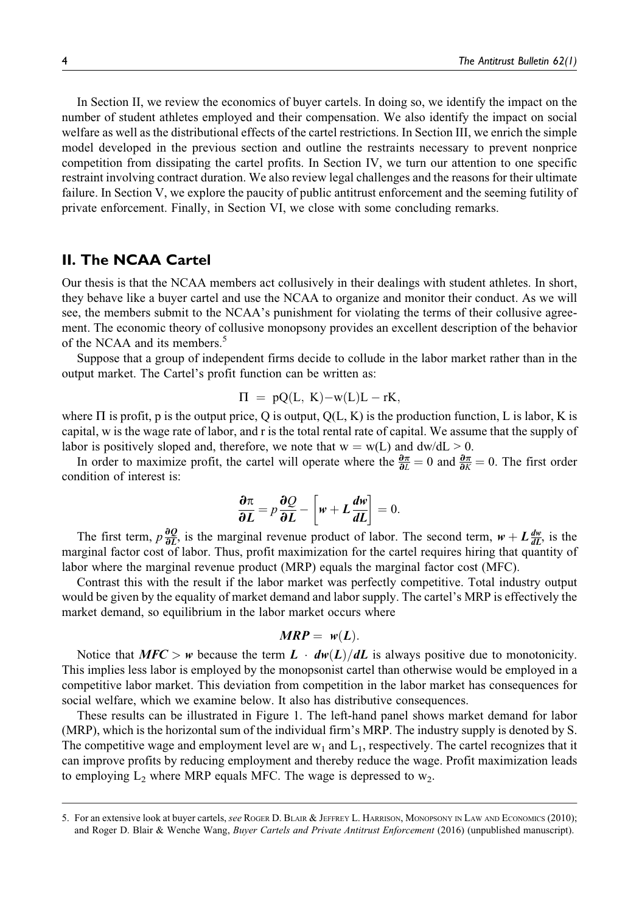In Section II, we review the economics of buyer cartels. In doing so, we identify the impact on the number of student athletes employed and their compensation. We also identify the impact on social welfare as well as the distributional effects of the cartel restrictions. In Section III, we enrich the simple model developed in the previous section and outline the restraints necessary to prevent nonprice competition from dissipating the cartel profits. In Section IV, we turn our attention to one specific restraint involving contract duration. We also review legal challenges and the reasons for their ultimate failure. In Section V, we explore the paucity of public antitrust enforcement and the seeming futility of private enforcement. Finally, in Section VI, we close with some concluding remarks.

## II. The NCAA Cartel

Our thesis is that the NCAA members act collusively in their dealings with student athletes. In short, they behave like a buyer cartel and use the NCAA to organize and monitor their conduct. As we will see, the members submit to the NCAA's punishment for violating the terms of their collusive agreement. The economic theory of collusive monopsony provides an excellent description of the behavior of the NCAA and its members.[5]

Suppose that a group of independent firms decide to collude in the labor market rather than in the output market. The Cartel's profit function can be written as:

$$\Pi = pQ(L, K) - w(L)L - rK,$$

where $\Pi$ is profit, p is the output price, Q is output, Q(L, K) is the production function, L is labor, K is capital, w is the wage rate of labor, and r is the total rental rate of capital. We assume that the supply of labor is positively sloped and, therefore, we note that $w = w(L)$ and $dw/dL > 0$.

In order to maximize profit, the cartel will operate where the $\frac{\partial \pi}{\partial L} = 0$ and $\frac{\partial \pi}{\partial K} = 0$. The first order condition of interest is:

$$\frac{\partial \pi}{\partial L} = p\frac{\partial Q}{\partial L} - \left[w + L\frac{dw}{dL}\right] = 0.$$

The first term, $p\frac{\partial Q}{\partial L}$, is the marginal revenue product of labor. The second term, $w + L\frac{dw}{dL}$, is the marginal factor cost of labor. Thus, profit maximization for the cartel requires hiring that quantity of labor where the marginal revenue product (MRP) equals the marginal factor cost (MFC).

Contrast this with the result if the labor market was perfectly competitive. Total industry output would be given by the equality of market demand and labor supply. The cartel's MRP is effectively the market demand, so equilibrium in the labor market occurs where

$$\boldsymbol{MRP = w(L)}.$$

Notice that $\boldsymbol{MFC > w}$ because the term $\boldsymbol{L \cdot dw(L)/dL}$ is always positive due to monotonicity. This implies less labor is employed by the monopsonist cartel than otherwise would be employed in a competitive labor market. This deviation from competition in the labor market has consequences for social welfare, which we examine below. It also has distributive consequences.

These results can be illustrated in Figure 1. The left-hand panel shows market demand for labor (MRP), which is the horizontal sum of the individual firm's MRP. The industry supply is denoted by S. The competitive wage and employment level are $w_1$ and $L_1$, respectively. The cartel recognizes that it can improve profits by reducing employment and thereby reduce the wage. Profit maximization leads to employing $L_2$ where MRP equals MFC. The wage is depressed to $w_2$.

5. For an extensive look at buyer cartels, *see* Roger D. Blair & Jeffrey L. Harrison, Monopsony in Law and Economics (2010); and Roger D. Blair & Wenche Wang, *Buyer Cartels and Private Antitrust Enforcement* (2016) (unpublished manuscript).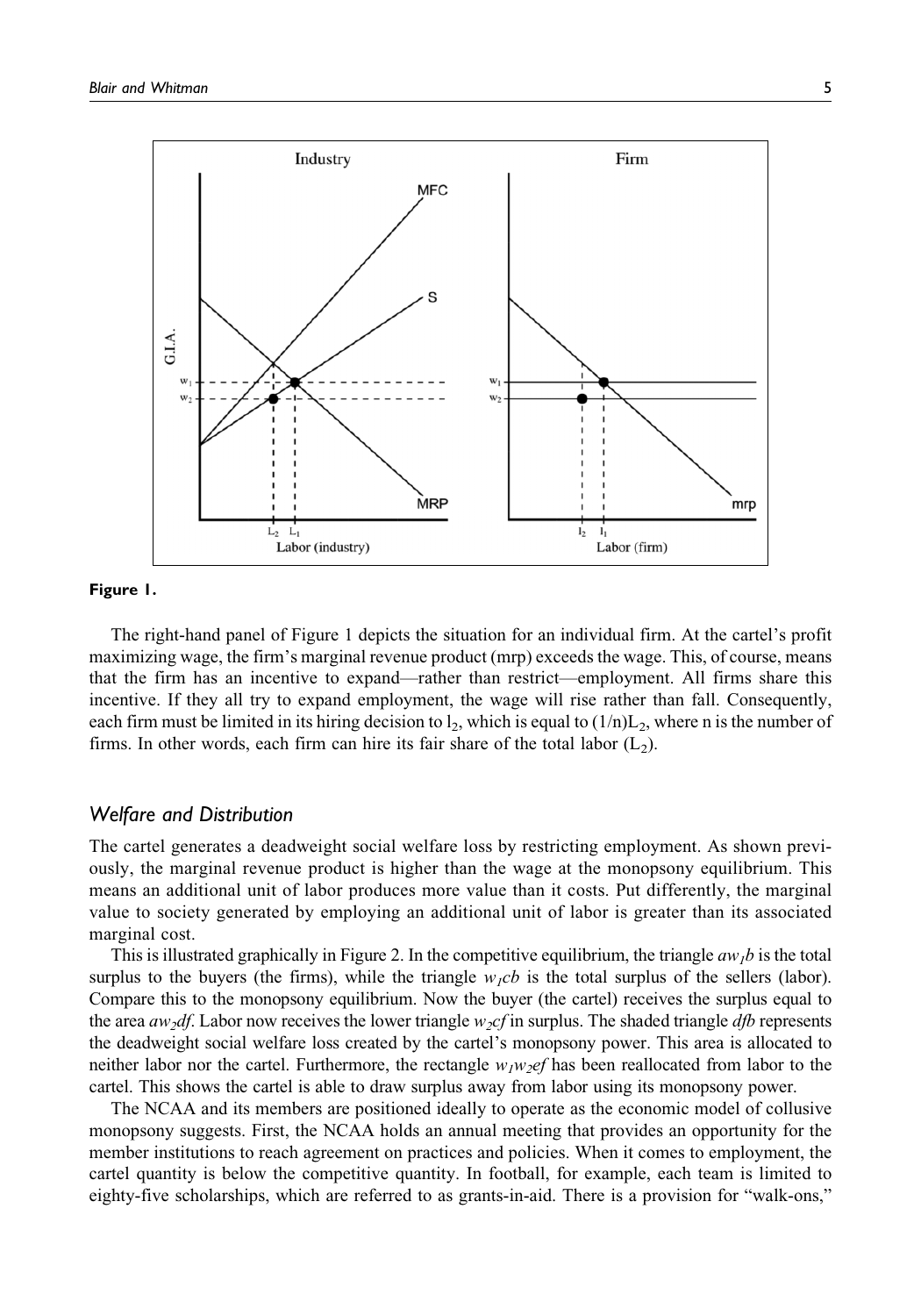**Figure 1.**

The right-hand panel of Figure 1 depicts the situation for an individual firm. At the cartel's profit maximizing wage, the firm's marginal revenue product (mrp) exceeds the wage. This, of course, means that the firm has an incentive to expand—rather than restrict—employment. All firms share this incentive. If they all try to expand employment, the wage will rise rather than fall. Consequently, each firm must be limited in its hiring decision to $l_2$, which is equal to $(1/n)L_2$, where n is the number of firms. In other words, each firm can hire its fair share of the total labor ($L_2$).

## *Welfare and Distribution*

The cartel generates a deadweight social welfare loss by restricting employment. As shown previously, the marginal revenue product is higher than the wage at the monopsony equilibrium. This means an additional unit of labor produces more value than it costs. Put differently, the marginal value to society generated by employing an additional unit of labor is greater than its associated marginal cost.

This is illustrated graphically in Figure 2. In the competitive equilibrium, the triangle $aw_1b$ is the total surplus to the buyers (the firms), while the triangle $w_1cb$ is the total surplus of the sellers (labor). Compare this to the monopsony equilibrium. Now the buyer (the cartel) receives the surplus equal to the area $aw_2df$. Labor now receives the lower triangle $w_2cf$ in surplus. The shaded triangle *dfb* represents the deadweight social welfare loss created by the cartel's monopsony power. This area is allocated to neither labor nor the cartel. Furthermore, the rectangle $w_1w_2ef$ has been reallocated from labor to the cartel. This shows the cartel is able to draw surplus away from labor using its monopsony power.

The NCAA and its members are positioned ideally to operate as the economic model of collusive monopsony suggests. First, the NCAA holds an annual meeting that provides an opportunity for the member institutions to reach agreement on practices and policies. When it comes to employment, the cartel quantity is below the competitive quantity. In football, for example, each team is limited to eighty-five scholarships, which are referred to as grants-in-aid. There is a provision for "walk-ons,"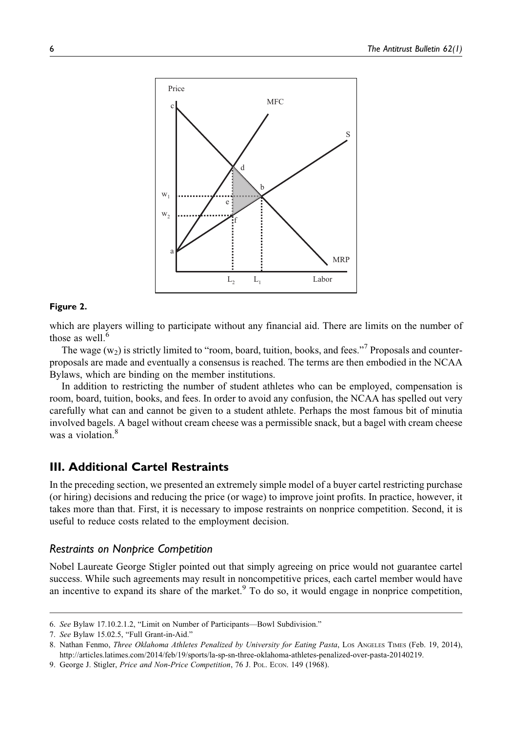**Figure 2.**

which are players willing to participate without any financial aid. There are limits on the number of those as well.[6]

The wage ($w_2$) is strictly limited to "room, board, tuition, books, and fees."[7] Proposals and counterproposals are made and eventually a consensus is reached. The terms are then embodied in the NCAA Bylaws, which are binding on the member institutions.

In addition to restricting the number of student athletes who can be employed, compensation is room, board, tuition, books, and fees. In order to avoid any confusion, the NCAA has spelled out very carefully what can and cannot be given to a student athlete. Perhaps the most famous bit of minutia involved bagels. A bagel without cream cheese was a permissible snack, but a bagel with cream cheese was a violation.[8]

## III. Additional Cartel Restraints

In the preceding section, we presented an extremely simple model of a buyer cartel restricting purchase (or hiring) decisions and reducing the price (or wage) to improve joint profits. In practice, however, it takes more than that. First, it is necessary to impose restraints on nonprice competition. Second, it is useful to reduce costs related to the employment decision.

### *Restraints on Nonprice Competition*

Nobel Laureate George Stigler pointed out that simply agreeing on price would not guarantee cartel success. While such agreements may result in noncompetitive prices, each cartel member would have an incentive to expand its share of the market.[9] To do so, it would engage in nonprice competition,

6. *See* Bylaw 17.10.2.1.2, "Limit on Number of Participants—Bowl Subdivision."

7. *See* Bylaw 15.02.5, "Full Grant-in-Aid."

8. Nathan Fenmo, *Three Oklahoma Athletes Penalized by University for Eating Pasta*, Los Angeles Times (Feb. 19, 2014), http://articles.latimes.com/2014/feb/19/sports/la-sp-sn-three-oklahoma-athletes-penalized-over-pasta-20140219.

9. George J. Stigler, *Price and Non-Price Competition*, 76 J. Pol. Econ. 149 (1968).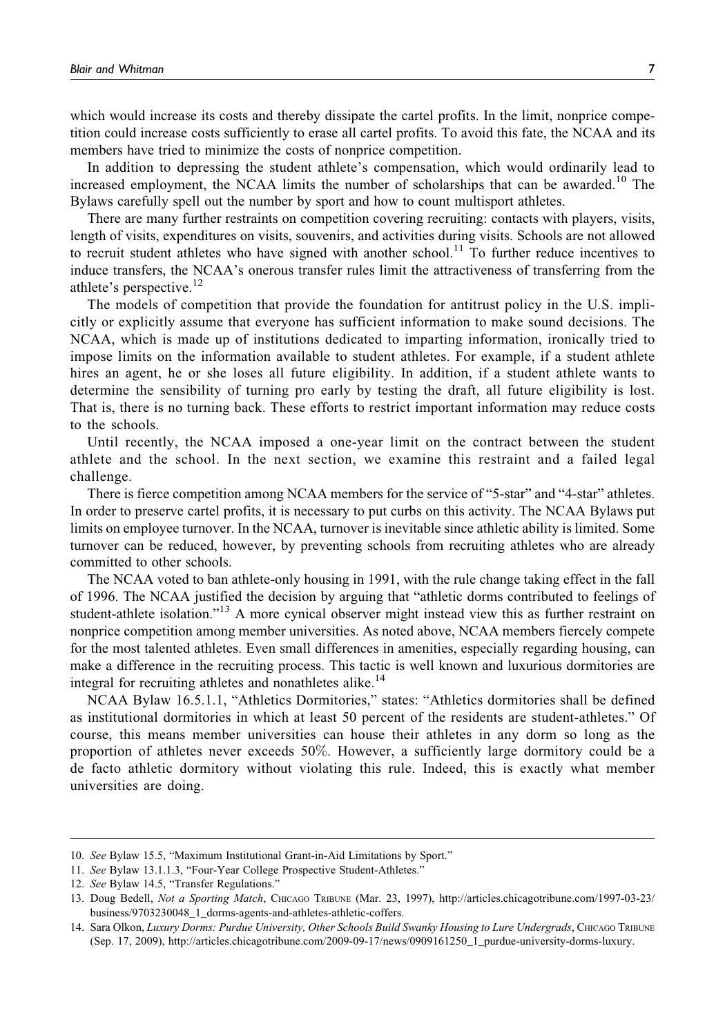which would increase its costs and thereby dissipate the cartel profits. In the limit, nonprice competition could increase costs sufficiently to erase all cartel profits. To avoid this fate, the NCAA and its members have tried to minimize the costs of nonprice competition.

In addition to depressing the student athlete's compensation, which would ordinarily lead to increased employment, the NCAA limits the number of scholarships that can be awarded.[10] The Bylaws carefully spell out the number by sport and how to count multisport athletes.

There are many further restraints on competition covering recruiting: contacts with players, visits, length of visits, expenditures on visits, souvenirs, and activities during visits. Schools are not allowed to recruit student athletes who have signed with another school.[11] To further reduce incentives to induce transfers, the NCAA's onerous transfer rules limit the attractiveness of transferring from the athlete's perspective.[12]

The models of competition that provide the foundation for antitrust policy in the U.S. implicitly or explicitly assume that everyone has sufficient information to make sound decisions. The NCAA, which is made up of institutions dedicated to imparting information, ironically tried to impose limits on the information available to student athletes. For example, if a student athlete hires an agent, he or she loses all future eligibility. In addition, if a student athlete wants to determine the sensibility of turning pro early by testing the draft, all future eligibility is lost. That is, there is no turning back. These efforts to restrict important information may reduce costs to the schools.

Until recently, the NCAA imposed a one-year limit on the contract between the student athlete and the school. In the next section, we examine this restraint and a failed legal challenge.

There is fierce competition among NCAA members for the service of "5-star" and "4-star" athletes. In order to preserve cartel profits, it is necessary to put curbs on this activity. The NCAA Bylaws put limits on employee turnover. In the NCAA, turnover is inevitable since athletic ability is limited. Some turnover can be reduced, however, by preventing schools from recruiting athletes who are already committed to other schools.

The NCAA voted to ban athlete-only housing in 1991, with the rule change taking effect in the fall of 1996. The NCAA justified the decision by arguing that "athletic dorms contributed to feelings of student-athlete isolation."[13] A more cynical observer might instead view this as further restraint on nonprice competition among member universities. As noted above, NCAA members fiercely compete for the most talented athletes. Even small differences in amenities, especially regarding housing, can make a difference in the recruiting process. This tactic is well known and luxurious dormitories are integral for recruiting athletes and nonathletes alike.[14]

NCAA Bylaw 16.5.1.1, "Athletics Dormitories," states: "Athletics dormitories shall be defined as institutional dormitories in which at least 50 percent of the residents are student-athletes." Of course, this means member universities can house their athletes in any dorm so long as the proportion of athletes never exceeds 50%. However, a sufficiently large dormitory could be a de facto athletic dormitory without violating this rule. Indeed, this is exactly what member universities are doing.

---

10. *See* Bylaw 15.5, "Maximum Institutional Grant-in-Aid Limitations by Sport."
11. *See* Bylaw 13.1.1.3, "Four-Year College Prospective Student-Athletes."
12. *See* Bylaw 14.5, "Transfer Regulations."
13. Doug Bedell, *Not a Sporting Match*, Chicago Tribune (Mar. 23, 1997), http://articles.chicagotribune.com/1997-03-23/business/9703230048_1_dorms-agents-and-athletes-athletic-coffers.
14. Sara Olkon, *Luxury Dorms: Purdue University, Other Schools Build Swanky Housing to Lure Undergrads*, Chicago Tribune (Sep. 17, 2009), http://articles.chicagotribune.com/2009-09-17/news/0909161250_1_purdue-university-dorms-luxury.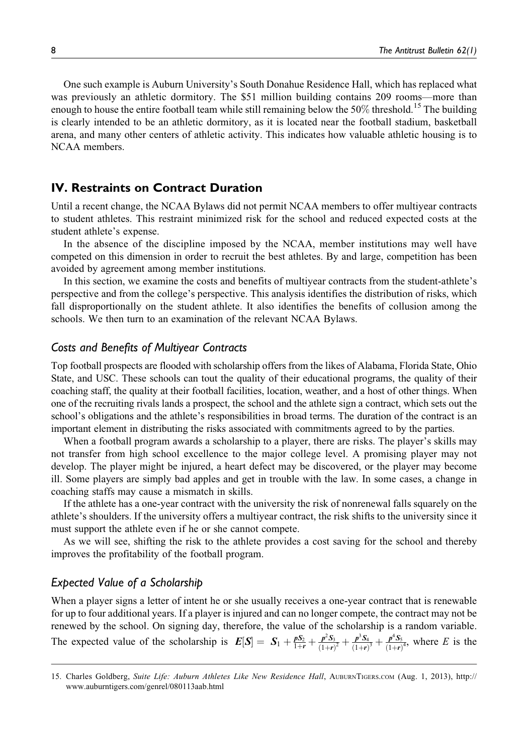One such example is Auburn University's South Donahue Residence Hall, which has replaced what was previously an athletic dormitory. The $51 million building contains 209 rooms—more than enough to house the entire football team while still remaining below the 50% threshold.[15] The building is clearly intended to be an athletic dormitory, as it is located near the football stadium, basketball arena, and many other centers of athletic activity. This indicates how valuable athletic housing is to NCAA members.

## IV. Restraints on Contract Duration

Until a recent change, the NCAA Bylaws did not permit NCAA members to offer multiyear contracts to student athletes. This restraint minimized risk for the school and reduced expected costs at the student athlete's expense.

In the absence of the discipline imposed by the NCAA, member institutions may well have competed on this dimension in order to recruit the best athletes. By and large, competition has been avoided by agreement among member institutions.

In this section, we examine the costs and benefits of multiyear contracts from the student-athlete's perspective and from the college's perspective. This analysis identifies the distribution of risks, which fall disproportionally on the student athlete. It also identifies the benefits of collusion among the schools. We then turn to an examination of the relevant NCAA Bylaws.

### *Costs and Benefits of Multiyear Contracts*

Top football prospects are flooded with scholarship offers from the likes of Alabama, Florida State, Ohio State, and USC. These schools can tout the quality of their educational programs, the quality of their coaching staff, the quality at their football facilities, location, weather, and a host of other things. When one of the recruiting rivals lands a prospect, the school and the athlete sign a contract, which sets out the school's obligations and the athlete's responsibilities in broad terms. The duration of the contract is an important element in distributing the risks associated with commitments agreed to by the parties.

When a football program awards a scholarship to a player, there are risks. The player's skills may not transfer from high school excellence to the major college level. A promising player may not develop. The player might be injured, a heart defect may be discovered, or the player may become ill. Some players are simply bad apples and get in trouble with the law. In some cases, a change in coaching staffs may cause a mismatch in skills.

If the athlete has a one-year contract with the university the risk of nonrenewal falls squarely on the athlete's shoulders. If the university offers a multiyear contract, the risk shifts to the university since it must support the athlete even if he or she cannot compete.

As we will see, shifting the risk to the athlete provides a cost saving for the school and thereby improves the profitability of the football program.

### *Expected Value of a Scholarship*

When a player signs a letter of intent he or she usually receives a one-year contract that is renewable for up to four additional years. If a player is injured and can no longer compete, the contract may not be renewed by the school. On signing day, therefore, the value of the scholarship is a random variable. The expected value of the scholarship is $E[S] = S_1 + \frac{pS_2}{1+r} + \frac{p^2S_3}{(1+r)^2} + \frac{p^3S_4}{(1+r)^3} + \frac{p^4S_5}{(1+r)^4}$, where $E$ is the

15. Charles Goldberg, *Suite Life: Auburn Athletes Like New Residence Hall*, AUBURNTIGERS.COM (Aug. 1, 2013), http://www.auburntigers.com/genrel/080113aab.html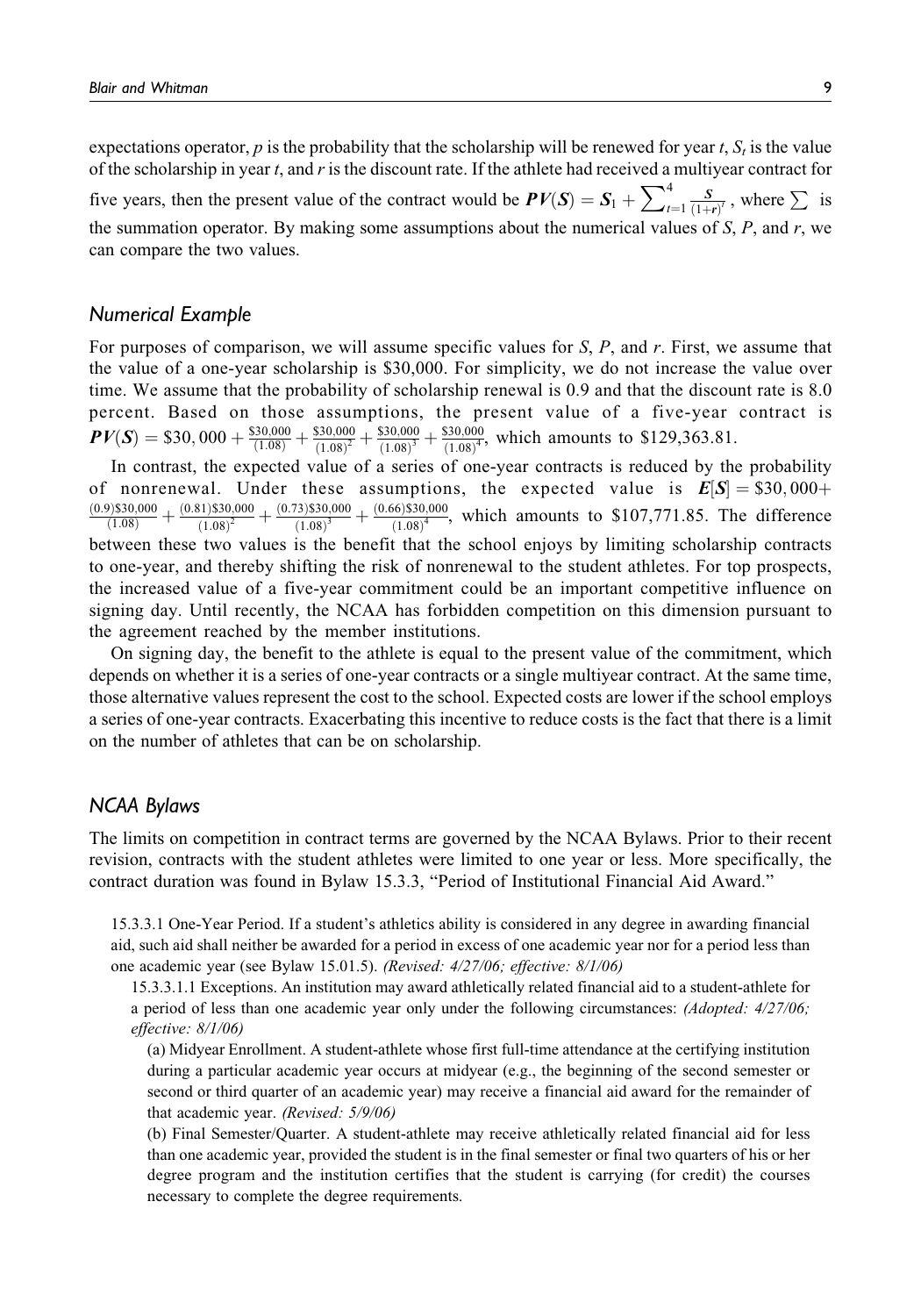expectations operator, $p$ is the probability that the scholarship will be renewed for year $t$, $S_t$ is the value of the scholarship in year $t$, and $r$ is the discount rate. If the athlete had received a multiyear contract for five years, then the present value of the contract would be $\boldsymbol{PV}(\boldsymbol{S}) = \boldsymbol{S}_1 + \sum_{t=1}^{4} \frac{\boldsymbol{S}}{(1+\boldsymbol{r})^t}$, where $\sum$ is the summation operator. By making some assumptions about the numerical values of $S$, $P$, and $r$, we can compare the two values.

## Numerical Example

For purposes of comparison, we will assume specific values for $S$, $P$, and $r$. First, we assume that the value of a one-year scholarship is \$30,000. For simplicity, we do not increase the value over time. We assume that the probability of scholarship renewal is 0.9 and that the discount rate is 8.0 percent. Based on those assumptions, the present value of a five-year contract is $\boldsymbol{PV}(\boldsymbol{S}) = \$30,000 + \frac{\$30,000}{(1.08)} + \frac{\$30,000}{(1.08)^2} + \frac{\$30,000}{(1.08)^3} + \frac{\$30,000}{(1.08)^4}$, which amounts to \$129,363.81.

In contrast, the expected value of a series of one-year contracts is reduced by the probability of nonrenewal. Under these assumptions, the expected value is $\boldsymbol{E}[\boldsymbol{S}] = \$30,000 + \frac{(0.9)\$30,000}{(1.08)} + \frac{(0.81)\$30,000}{(1.08)^2} + \frac{(0.73)\$30,000}{(1.08)^3} + \frac{(0.66)\$30,000}{(1.08)^4}$, which amounts to \$107,771.85. The difference between these two values is the benefit that the school enjoys by limiting scholarship contracts to one-year, and thereby shifting the risk of nonrenewal to the student athletes. For top prospects, the increased value of a five-year commitment could be an important competitive influence on signing day. Until recently, the NCAA has forbidden competition on this dimension pursuant to the agreement reached by the member institutions.

On signing day, the benefit to the athlete is equal to the present value of the commitment, which depends on whether it is a series of one-year contracts or a single multiyear contract. At the same time, those alternative values represent the cost to the school. Expected costs are lower if the school employs a series of one-year contracts. Exacerbating this incentive to reduce costs is the fact that there is a limit on the number of athletes that can be on scholarship.

## NCAA Bylaws

The limits on competition in contract terms are governed by the NCAA Bylaws. Prior to their recent revision, contracts with the student athletes were limited to one year or less. More specifically, the contract duration was found in Bylaw 15.3.3, "Period of Institutional Financial Aid Award."

> 15.3.3.1 One-Year Period. If a student's athletics ability is considered in any degree in awarding financial aid, such aid shall neither be awarded for a period in excess of one academic year nor for a period less than one academic year (see Bylaw 15.01.5). *(Revised: 4/27/06; effective: 8/1/06)*
>
> 15.3.3.1.1 Exceptions. An institution may award athletically related financial aid to a student-athlete for a period of less than one academic year only under the following circumstances: *(Adopted: 4/27/06; effective: 8/1/06)*
>
> (a) Midyear Enrollment. A student-athlete whose first full-time attendance at the certifying institution during a particular academic year occurs at midyear (e.g., the beginning of the second semester or second or third quarter of an academic year) may receive a financial aid award for the remainder of that academic year. *(Revised: 5/9/06)*
>
> (b) Final Semester/Quarter. A student-athlete may receive athletically related financial aid for less than one academic year, provided the student is in the final semester or final two quarters of his or her degree program and the institution certifies that the student is carrying (for credit) the courses necessary to complete the degree requirements.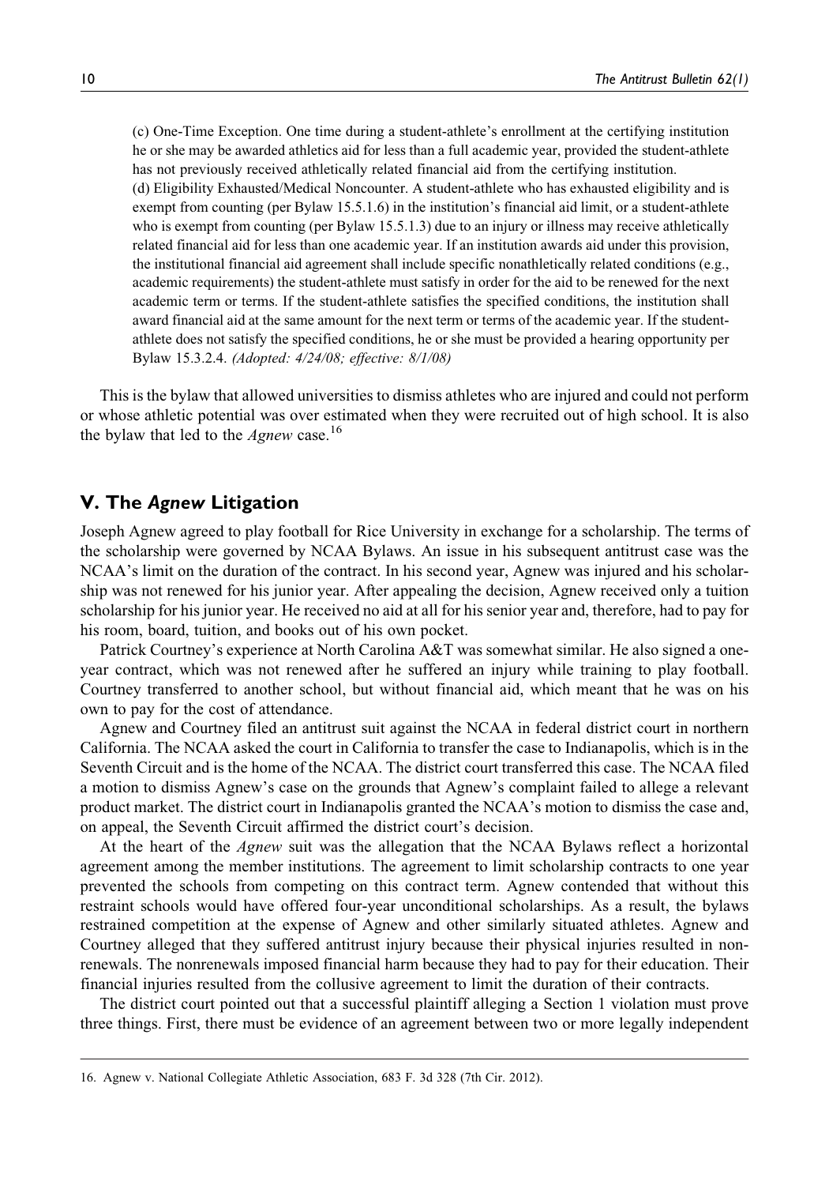(c) One-Time Exception. One time during a student-athlete's enrollment at the certifying institution he or she may be awarded athletics aid for less than a full academic year, provided the student-athlete has not previously received athletically related financial aid from the certifying institution.

(d) Eligibility Exhausted/Medical Noncounter. A student-athlete who has exhausted eligibility and is exempt from counting (per Bylaw 15.5.1.6) in the institution's financial aid limit, or a student-athlete who is exempt from counting (per Bylaw 15.5.1.3) due to an injury or illness may receive athletically related financial aid for less than one academic year. If an institution awards aid under this provision, the institutional financial aid agreement shall include specific nonathletically related conditions (e.g., academic requirements) the student-athlete must satisfy in order for the aid to be renewed for the next academic term or terms. If the student-athlete satisfies the specified conditions, the institution shall award financial aid at the same amount for the next term or terms of the academic year. If the student-athlete does not satisfy the specified conditions, he or she must be provided a hearing opportunity per Bylaw 15.3.2.4. *(Adopted: 4/24/08; effective: 8/1/08)*

This is the bylaw that allowed universities to dismiss athletes who are injured and could not perform or whose athletic potential was over estimated when they were recruited out of high school. It is also the bylaw that led to the *Agnew* case.[16]

## V. The *Agnew* Litigation

Joseph Agnew agreed to play football for Rice University in exchange for a scholarship. The terms of the scholarship were governed by NCAA Bylaws. An issue in his subsequent antitrust case was the NCAA's limit on the duration of the contract. In his second year, Agnew was injured and his scholarship was not renewed for his junior year. After appealing the decision, Agnew received only a tuition scholarship for his junior year. He received no aid at all for his senior year and, therefore, had to pay for his room, board, tuition, and books out of his own pocket.

Patrick Courtney's experience at North Carolina A&T was somewhat similar. He also signed a one-year contract, which was not renewed after he suffered an injury while training to play football. Courtney transferred to another school, but without financial aid, which meant that he was on his own to pay for the cost of attendance.

Agnew and Courtney filed an antitrust suit against the NCAA in federal district court in northern California. The NCAA asked the court in California to transfer the case to Indianapolis, which is in the Seventh Circuit and is the home of the NCAA. The district court transferred this case. The NCAA filed a motion to dismiss Agnew's case on the grounds that Agnew's complaint failed to allege a relevant product market. The district court in Indianapolis granted the NCAA's motion to dismiss the case and, on appeal, the Seventh Circuit affirmed the district court's decision.

At the heart of the *Agnew* suit was the allegation that the NCAA Bylaws reflect a horizontal agreement among the member institutions. The agreement to limit scholarship contracts to one year prevented the schools from competing on this contract term. Agnew contended that without this restraint schools would have offered four-year unconditional scholarships. As a result, the bylaws restrained competition at the expense of Agnew and other similarly situated athletes. Agnew and Courtney alleged that they suffered antitrust injury because their physical injuries resulted in nonrenewals. The nonrenewals imposed financial harm because they had to pay for their education. Their financial injuries resulted from the collusive agreement to limit the duration of their contracts.

The district court pointed out that a successful plaintiff alleging a Section 1 violation must prove three things. First, there must be evidence of an agreement between two or more legally independent

16. Agnew v. National Collegiate Athletic Association, 683 F. 3d 328 (7th Cir. 2012).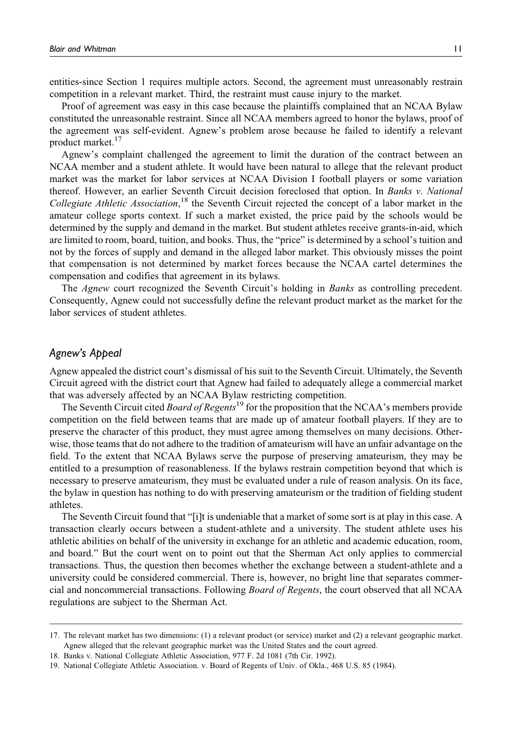entities-since Section 1 requires multiple actors. Second, the agreement must unreasonably restrain competition in a relevant market. Third, the restraint must cause injury to the market.

Proof of agreement was easy in this case because the plaintiffs complained that an NCAA Bylaw constituted the unreasonable restraint. Since all NCAA members agreed to honor the bylaws, proof of the agreement was self-evident. Agnew's problem arose because he failed to identify a relevant product market.[17]

Agnew's complaint challenged the agreement to limit the duration of the contract between an NCAA member and a student athlete. It would have been natural to allege that the relevant product market was the market for labor services at NCAA Division I football players or some variation thereof. However, an earlier Seventh Circuit decision foreclosed that option. In *Banks v. National Collegiate Athletic Association*,[18] the Seventh Circuit rejected the concept of a labor market in the amateur college sports context. If such a market existed, the price paid by the schools would be determined by the supply and demand in the market. But student athletes receive grants-in-aid, which are limited to room, board, tuition, and books. Thus, the "price" is determined by a school's tuition and not by the forces of supply and demand in the alleged labor market. This obviously misses the point that compensation is not determined by market forces because the NCAA cartel determines the compensation and codifies that agreement in its bylaws.

The *Agnew* court recognized the Seventh Circuit's holding in *Banks* as controlling precedent. Consequently, Agnew could not successfully define the relevant product market as the market for the labor services of student athletes.

## *Agnew's Appeal*

Agnew appealed the district court's dismissal of his suit to the Seventh Circuit. Ultimately, the Seventh Circuit agreed with the district court that Agnew had failed to adequately allege a commercial market that was adversely affected by an NCAA Bylaw restricting competition.

The Seventh Circuit cited *Board of Regents*[19] for the proposition that the NCAA's members provide competition on the field between teams that are made up of amateur football players. If they are to preserve the character of this product, they must agree among themselves on many decisions. Otherwise, those teams that do not adhere to the tradition of amateurism will have an unfair advantage on the field. To the extent that NCAA Bylaws serve the purpose of preserving amateurism, they may be entitled to a presumption of reasonableness. If the bylaws restrain competition beyond that which is necessary to preserve amateurism, they must be evaluated under a rule of reason analysis. On its face, the bylaw in question has nothing to do with preserving amateurism or the tradition of fielding student athletes.

The Seventh Circuit found that "[i]t is undeniable that a market of some sort is at play in this case. A transaction clearly occurs between a student-athlete and a university. The student athlete uses his athletic abilities on behalf of the university in exchange for an athletic and academic education, room, and board." But the court went on to point out that the Sherman Act only applies to commercial transactions. Thus, the question then becomes whether the exchange between a student-athlete and a university could be considered commercial. There is, however, no bright line that separates commercial and noncommercial transactions. Following *Board of Regents*, the court observed that all NCAA regulations are subject to the Sherman Act.

---

17. The relevant market has two dimensions: (1) a relevant product (or service) market and (2) a relevant geographic market. Agnew alleged that the relevant geographic market was the United States and the court agreed.
18. Banks v. National Collegiate Athletic Association, 977 F. 2d 1081 (7th Cir. 1992).
19. National Collegiate Athletic Association. v. Board of Regents of Univ. of Okla., 468 U.S. 85 (1984).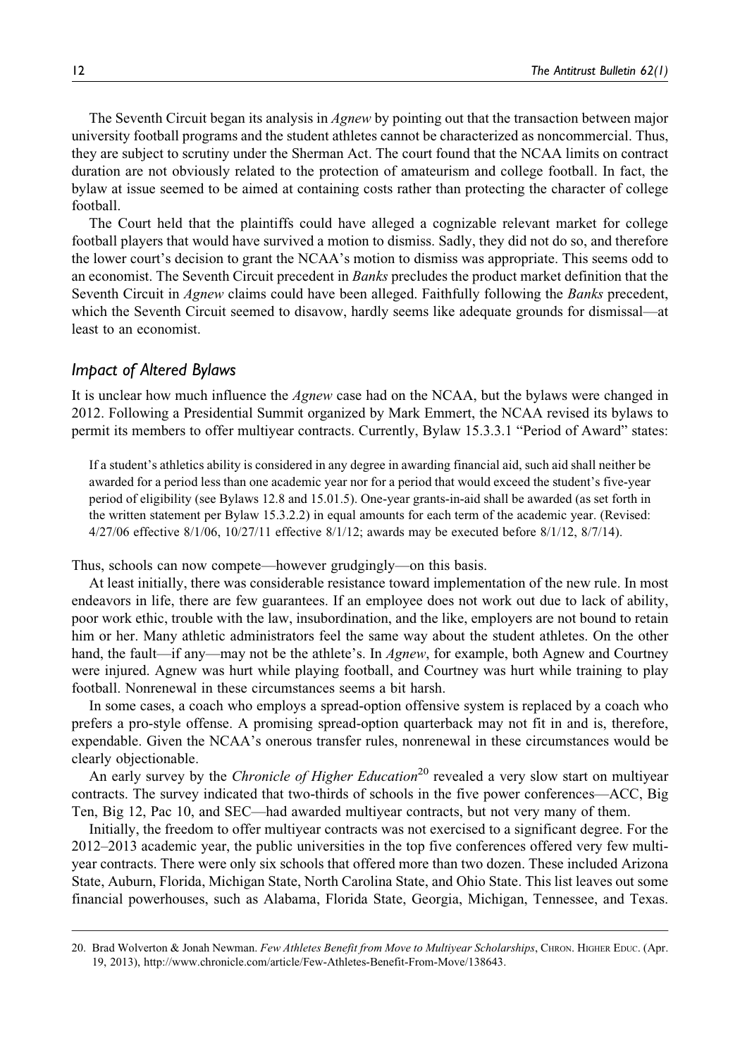The Seventh Circuit began its analysis in *Agnew* by pointing out that the transaction between major university football programs and the student athletes cannot be characterized as noncommercial. Thus, they are subject to scrutiny under the Sherman Act. The court found that the NCAA limits on contract duration are not obviously related to the protection of amateurism and college football. In fact, the bylaw at issue seemed to be aimed at containing costs rather than protecting the character of college football.

The Court held that the plaintiffs could have alleged a cognizable relevant market for college football players that would have survived a motion to dismiss. Sadly, they did not do so, and therefore the lower court's decision to grant the NCAA's motion to dismiss was appropriate. This seems odd to an economist. The Seventh Circuit precedent in *Banks* precludes the product market definition that the Seventh Circuit in *Agnew* claims could have been alleged. Faithfully following the *Banks* precedent, which the Seventh Circuit seemed to disavow, hardly seems like adequate grounds for dismissal—at least to an economist.

### *Impact of Altered Bylaws*

It is unclear how much influence the *Agnew* case had on the NCAA, but the bylaws were changed in 2012. Following a Presidential Summit organized by Mark Emmert, the NCAA revised its bylaws to permit its members to offer multiyear contracts. Currently, Bylaw 15.3.3.1 "Period of Award" states:

> If a student's athletics ability is considered in any degree in awarding financial aid, such aid shall neither be awarded for a period less than one academic year nor for a period that would exceed the student's five-year period of eligibility (see Bylaws 12.8 and 15.01.5). One-year grants-in-aid shall be awarded (as set forth in the written statement per Bylaw 15.3.2.2) in equal amounts for each term of the academic year. (Revised: 4/27/06 effective 8/1/06, 10/27/11 effective 8/1/12; awards may be executed before 8/1/12, 8/7/14).

Thus, schools can now compete—however grudgingly—on this basis.

At least initially, there was considerable resistance toward implementation of the new rule. In most endeavors in life, there are few guarantees. If an employee does not work out due to lack of ability, poor work ethic, trouble with the law, insubordination, and the like, employers are not bound to retain him or her. Many athletic administrators feel the same way about the student athletes. On the other hand, the fault—if any—may not be the athlete's. In *Agnew*, for example, both Agnew and Courtney were injured. Agnew was hurt while playing football, and Courtney was hurt while training to play football. Nonrenewal in these circumstances seems a bit harsh.

In some cases, a coach who employs a spread-option offensive system is replaced by a coach who prefers a pro-style offense. A promising spread-option quarterback may not fit in and is, therefore, expendable. Given the NCAA's onerous transfer rules, nonrenewal in these circumstances would be clearly objectionable.

An early survey by the *Chronicle of Higher Education*[20] revealed a very slow start on multiyear contracts. The survey indicated that two-thirds of schools in the five power conferences—ACC, Big Ten, Big 12, Pac 10, and SEC—had awarded multiyear contracts, but not very many of them.

Initially, the freedom to offer multiyear contracts was not exercised to a significant degree. For the 2012–2013 academic year, the public universities in the top five conferences offered very few multiyear contracts. There were only six schools that offered more than two dozen. These included Arizona State, Auburn, Florida, Michigan State, North Carolina State, and Ohio State. This list leaves out some financial powerhouses, such as Alabama, Florida State, Georgia, Michigan, Tennessee, and Texas.

20. Brad Wolverton & Jonah Newman. *Few Athletes Benefit from Move to Multiyear Scholarships*, Chron. Higher Educ. (Apr. 19, 2013), http://www.chronicle.com/article/Few-Athletes-Benefit-From-Move/138643.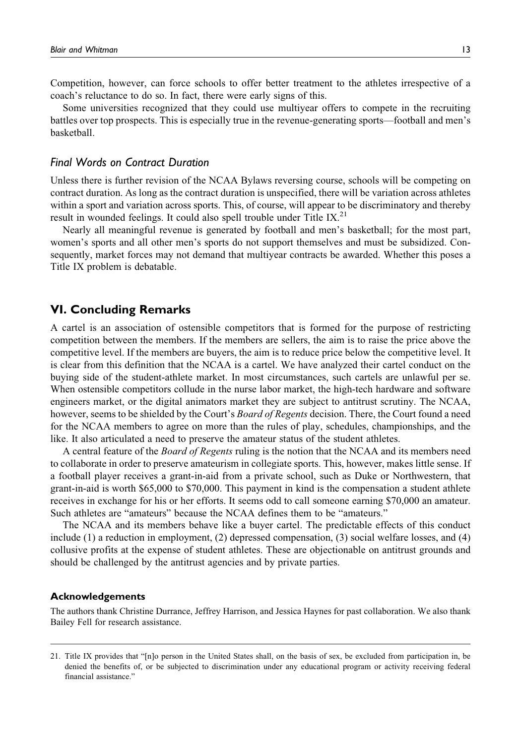Competition, however, can force schools to offer better treatment to the athletes irrespective of a coach's reluctance to do so. In fact, there were early signs of this.

Some universities recognized that they could use multiyear offers to compete in the recruiting battles over top prospects. This is especially true in the revenue-generating sports—football and men's basketball.

### *Final Words on Contract Duration*

Unless there is further revision of the NCAA Bylaws reversing course, schools will be competing on contract duration. As long as the contract duration is unspecified, there will be variation across athletes within a sport and variation across sports. This, of course, will appear to be discriminatory and thereby result in wounded feelings. It could also spell trouble under Title IX.[21]

Nearly all meaningful revenue is generated by football and men's basketball; for the most part, women's sports and all other men's sports do not support themselves and must be subsidized. Consequently, market forces may not demand that multiyear contracts be awarded. Whether this poses a Title IX problem is debatable.

## VI. Concluding Remarks

A cartel is an association of ostensible competitors that is formed for the purpose of restricting competition between the members. If the members are sellers, the aim is to raise the price above the competitive level. If the members are buyers, the aim is to reduce price below the competitive level. It is clear from this definition that the NCAA is a cartel. We have analyzed their cartel conduct on the buying side of the student-athlete market. In most circumstances, such cartels are unlawful per se. When ostensible competitors collude in the nurse labor market, the high-tech hardware and software engineers market, or the digital animators market they are subject to antitrust scrutiny. The NCAA, however, seems to be shielded by the Court's *Board of Regents* decision. There, the Court found a need for the NCAA members to agree on more than the rules of play, schedules, championships, and the like. It also articulated a need to preserve the amateur status of the student athletes.

A central feature of the *Board of Regents* ruling is the notion that the NCAA and its members need to collaborate in order to preserve amateurism in collegiate sports. This, however, makes little sense. If a football player receives a grant-in-aid from a private school, such as Duke or Northwestern, that grant-in-aid is worth \$65,000 to \$70,000. This payment in kind is the compensation a student athlete receives in exchange for his or her efforts. It seems odd to call someone earning \$70,000 an amateur. Such athletes are "amateurs" because the NCAA defines them to be "amateurs."

The NCAA and its members behave like a buyer cartel. The predictable effects of this conduct include (1) a reduction in employment, (2) depressed compensation, (3) social welfare losses, and (4) collusive profits at the expense of student athletes. These are objectionable on antitrust grounds and should be challenged by the antitrust agencies and by private parties.

#### Acknowledgements

The authors thank Christine Durrance, Jeffrey Harrison, and Jessica Haynes for past collaboration. We also thank Bailey Fell for research assistance.

---

21. Title IX provides that "[n]o person in the United States shall, on the basis of sex, be excluded from participation in, be denied the benefits of, or be subjected to discrimination under any educational program or activity receiving federal financial assistance."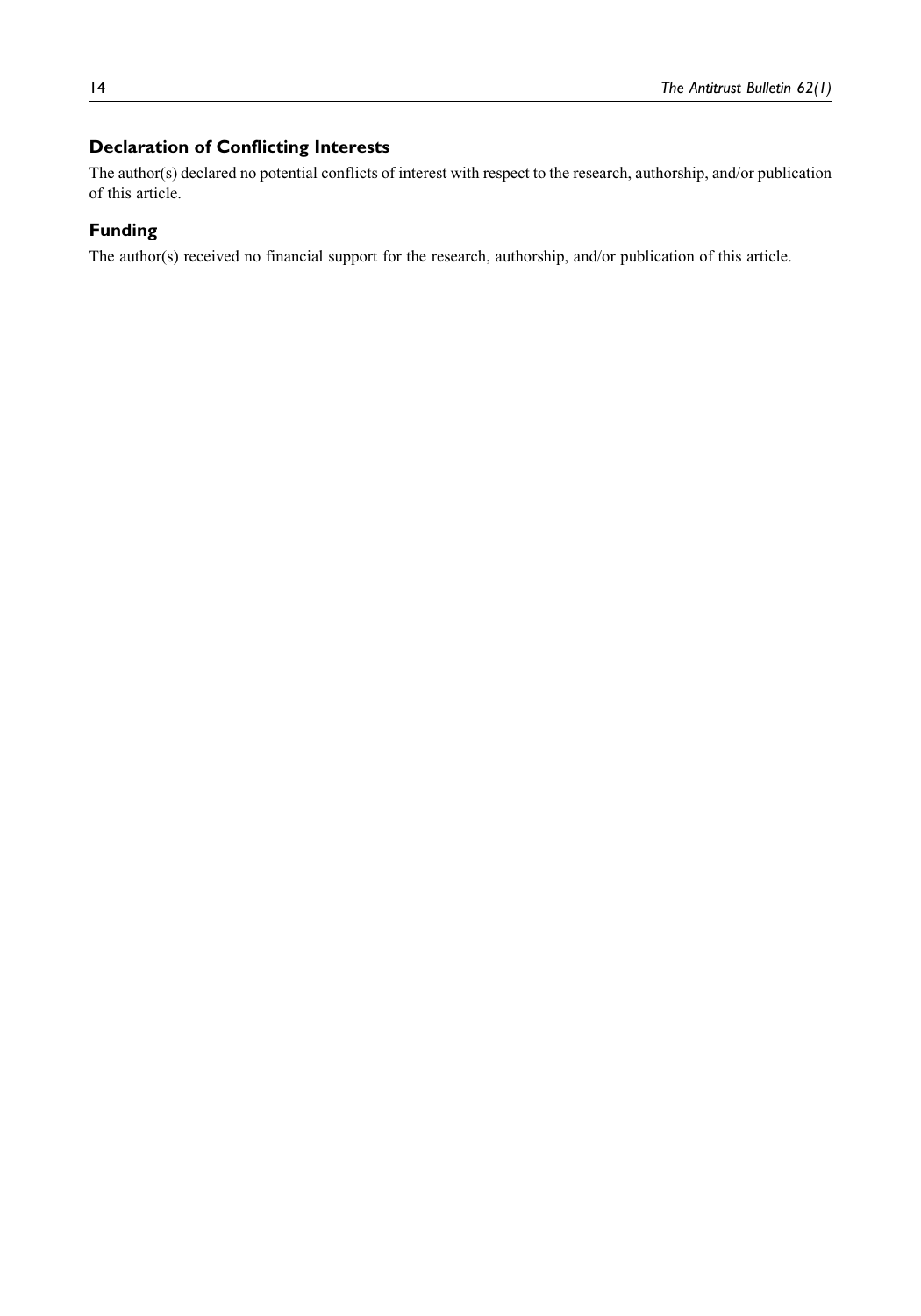## Declaration of Conflicting Interests

The author(s) declared no potential conflicts of interest with respect to the research, authorship, and/or publication of this article.

## Funding

The author(s) received no financial support for the research, authorship, and/or publication of this article.